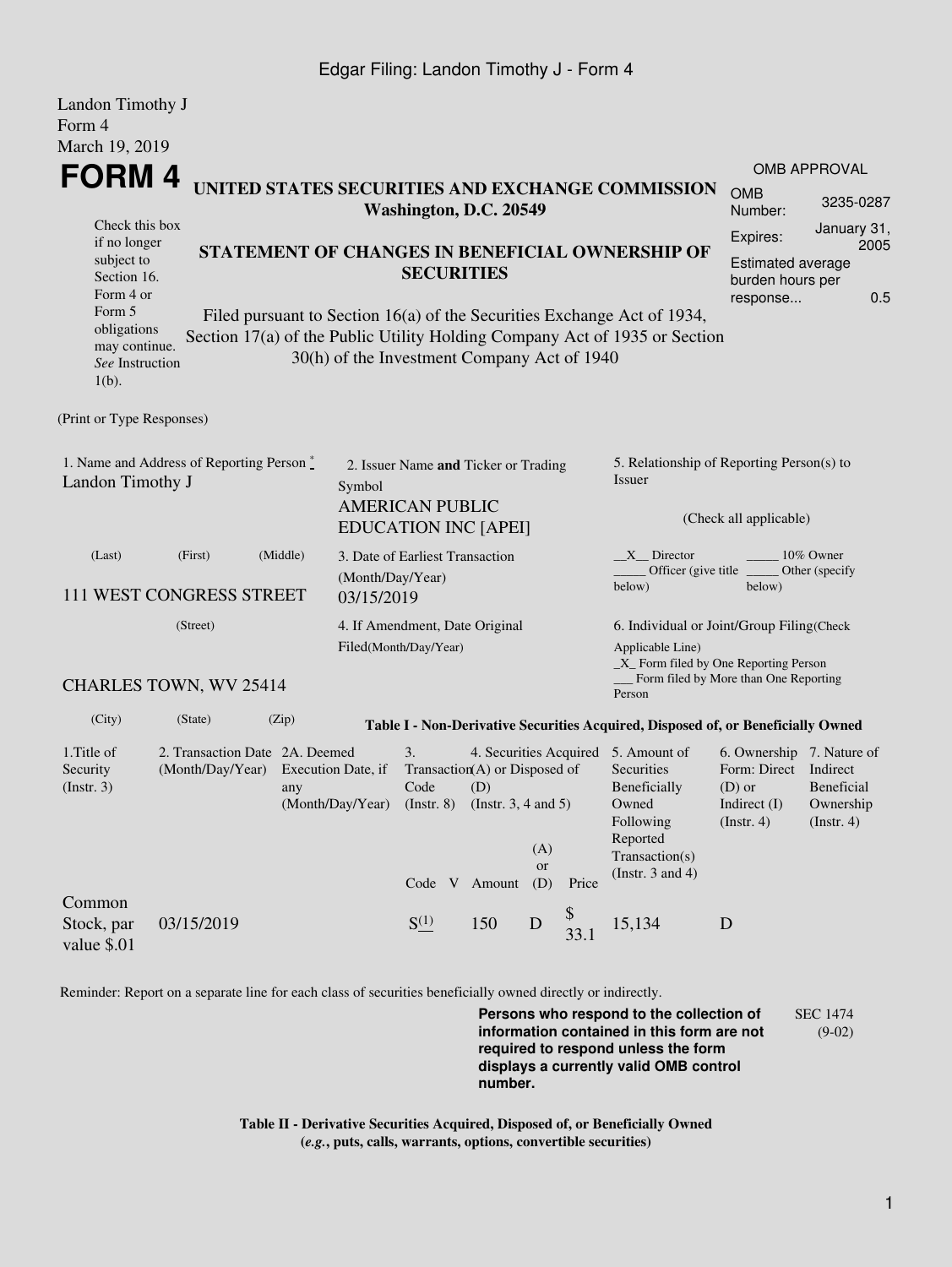Edgar Filing: Landon Timothy J - Form 4

Landon Timothy J
Form 4
March 19, 2019

# FORM 4

**UNITED STATES SECURITIES AND EXCHANGE COMMISSION**
**Washington, D.C. 20549**

Check this box if no longer subject to Section 16. Form 4 or Form 5 obligations may continue. *See* Instruction 1(b).

**STATEMENT OF CHANGES IN BENEFICIAL OWNERSHIP OF SECURITIES**

Filed pursuant to Section 16(a) of the Securities Exchange Act of 1934, Section 17(a) of the Public Utility Holding Company Act of 1935 or Section 30(h) of the Investment Company Act of 1940

OMB APPROVAL

| | |
|---|---|
| OMB Number: | 3235-0287 |
| Expires: | January 31, 2005 |
| Estimated average burden hours per response... | 0.5 |

(Print or Type Responses)

1. Name and Address of Reporting Person *
Landon Timothy J
(Last) (First) (Middle)
111 WEST CONGRESS STREET
(Street)
CHARLES TOWN, WV 25414
(City) (State) (Zip)

2. Issuer Name **and** Ticker or Trading Symbol
AMERICAN PUBLIC EDUCATION INC [APEI]

3. Date of Earliest Transaction (Month/Day/Year)
03/15/2019

4. If Amendment, Date Original Filed(Month/Day/Year)

5. Relationship of Reporting Person(s) to Issuer
(Check all applicable)
__X__ Director _____ 10% Owner
_____ Officer (give title below) _____ Other (specify below)

6. Individual or Joint/Group Filing(Check Applicable Line)
_X_ Form filed by One Reporting Person
___ Form filed by More than One Reporting Person

**Table I - Non-Derivative Securities Acquired, Disposed of, or Beneficially Owned**

| 1.Title of Security (Instr. 3) | 2. Transaction Date (Month/Day/Year) | 2A. Deemed Execution Date, if any (Month/Day/Year) | 3. Transaction Code (Instr. 8) | | 4. Securities Acquired (A) or Disposed of (D) (Instr. 3, 4 and 5) | | | 5. Amount of Securities Beneficially Owned Following Reported Transaction(s) (Instr. 3 and 4) | 6. Ownership Form: Direct (D) or Indirect (I) (Instr. 4) | 7. Nature of Indirect Beneficial Ownership (Instr. 4) |
|---|---|---|---|---|---|---|---|---|---|---|
| | | | Code | V | Amount | (A) or (D) | Price | | | |
| Common Stock, par value $.01 | 03/15/2019 | | S [(1)] | | 150 | D | $ 33.1 | 15,134 | D | |

Reminder: Report on a separate line for each class of securities beneficially owned directly or indirectly.

**Persons who respond to the collection of information contained in this form are not required to respond unless the form displays a currently valid OMB control number.**

SEC 1474 (9-02)

**Table II - Derivative Securities Acquired, Disposed of, or Beneficially Owned**
**(*e.g.*, puts, calls, warrants, options, convertible securities)**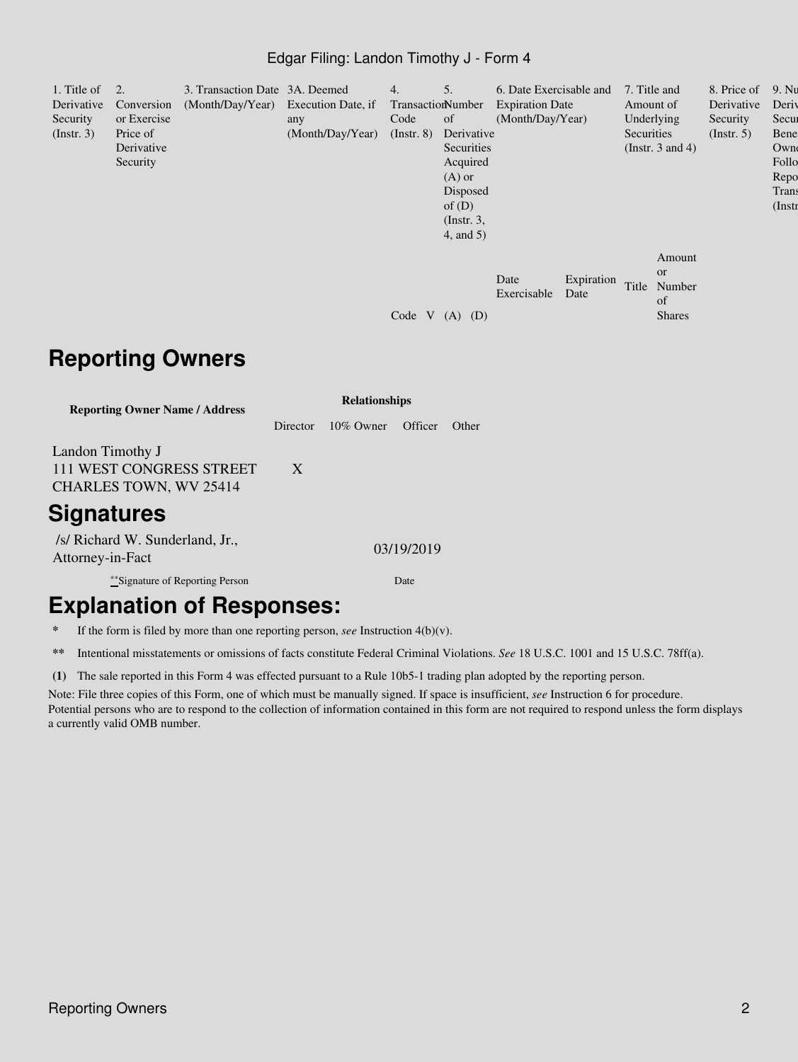| 1. Title of Derivative Security (Instr. 3) | 2. Conversion or Exercise Price of Derivative Security | 3. Transaction Date (Month/Day/Year) | 3A. Deemed Execution Date, if any (Month/Day/Year) | 4. Transaction Code (Instr. 8) | | 5. Number of Derivative Securities Acquired (A) or Disposed of (D) (Instr. 3, 4, and 5) | | 6. Date Exercisable and Expiration Date (Month/Day/Year) | | 7. Title and Amount of Underlying Securities (Instr. 3 and 4) | | 8. Price of Derivative Security (Instr. 5) | 9. Nu Deriv Secur Bene Owne Follo Repo Trans (Instr |
|---|---|---|---|---|---|---|---|---|---|---|---|---|---|
| | | | | Code | V | (A) | (D) | Date Exercisable | Expiration Date | Title | Amount or Number of Shares | | |

## Reporting Owners

| Reporting Owner Name / Address | Relationships | | | |
|---|---|---|---|---|
| | Director | 10% Owner | Officer | Other |
| Landon Timothy J<br>111 WEST CONGRESS STREET<br>CHARLES TOWN, WV 25414 | X | | | |

## Signatures

| | |
|---|---|
| /s/ Richard W. Sunderland, Jr., Attorney-in-Fact | 03/19/2019 |
| **Signature of Reporting Person | Date |

## Explanation of Responses:

* If the form is filed by more than one reporting person, *see* Instruction 4(b)(v).

** Intentional misstatements or omissions of facts constitute Federal Criminal Violations. *See* 18 U.S.C. 1001 and 15 U.S.C. 78ff(a).

(1) The sale reported in this Form 4 was effected pursuant to a Rule 10b5-1 trading plan adopted by the reporting person.

Note: File three copies of this Form, one of which must be manually signed. If space is insufficient, *see* Instruction 6 for procedure.
Potential persons who are to respond to the collection of information contained in this form are not required to respond unless the form displays a currently valid OMB number.